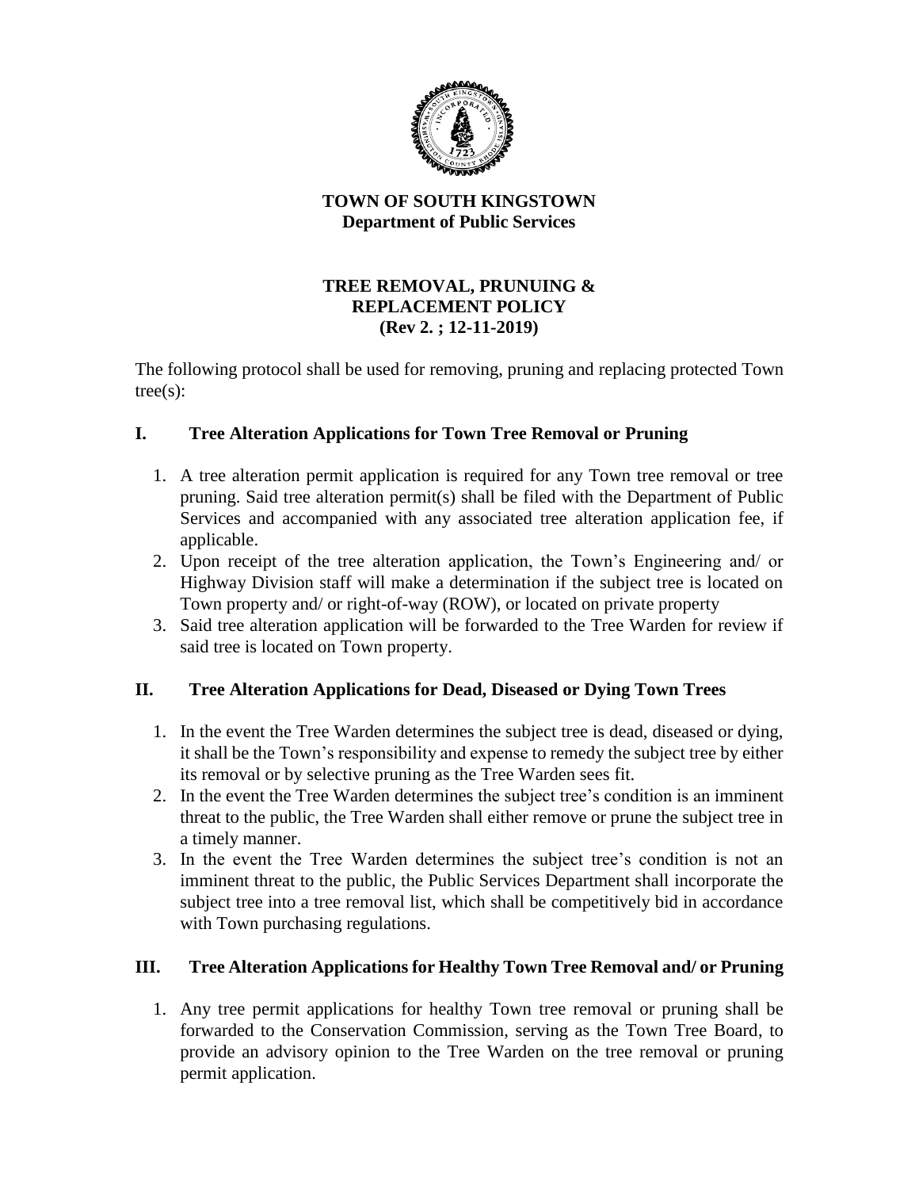**TOWN OF SOUTH KINGSTOWN**
**Department of Public Services**

# TREE REMOVAL, PRUNUING & REPLACEMENT POLICY (Rev 2. ; 12-11-2019)

The following protocol shall be used for removing, pruning and replacing protected Town tree(s):

## I. Tree Alteration Applications for Town Tree Removal or Pruning

1. A tree alteration permit application is required for any Town tree removal or tree pruning. Said tree alteration permit(s) shall be filed with the Department of Public Services and accompanied with any associated tree alteration application fee, if applicable.
2. Upon receipt of the tree alteration application, the Town's Engineering and/ or Highway Division staff will make a determination if the subject tree is located on Town property and/ or right-of-way (ROW), or located on private property
3. Said tree alteration application will be forwarded to the Tree Warden for review if said tree is located on Town property.

## II. Tree Alteration Applications for Dead, Diseased or Dying Town Trees

1. In the event the Tree Warden determines the subject tree is dead, diseased or dying, it shall be the Town's responsibility and expense to remedy the subject tree by either its removal or by selective pruning as the Tree Warden sees fit.
2. In the event the Tree Warden determines the subject tree's condition is an imminent threat to the public, the Tree Warden shall either remove or prune the subject tree in a timely manner.
3. In the event the Tree Warden determines the subject tree's condition is not an imminent threat to the public, the Public Services Department shall incorporate the subject tree into a tree removal list, which shall be competitively bid in accordance with Town purchasing regulations.

## III. Tree Alteration Applications for Healthy Town Tree Removal and/ or Pruning

1. Any tree permit applications for healthy Town tree removal or pruning shall be forwarded to the Conservation Commission, serving as the Town Tree Board, to provide an advisory opinion to the Tree Warden on the tree removal or pruning permit application.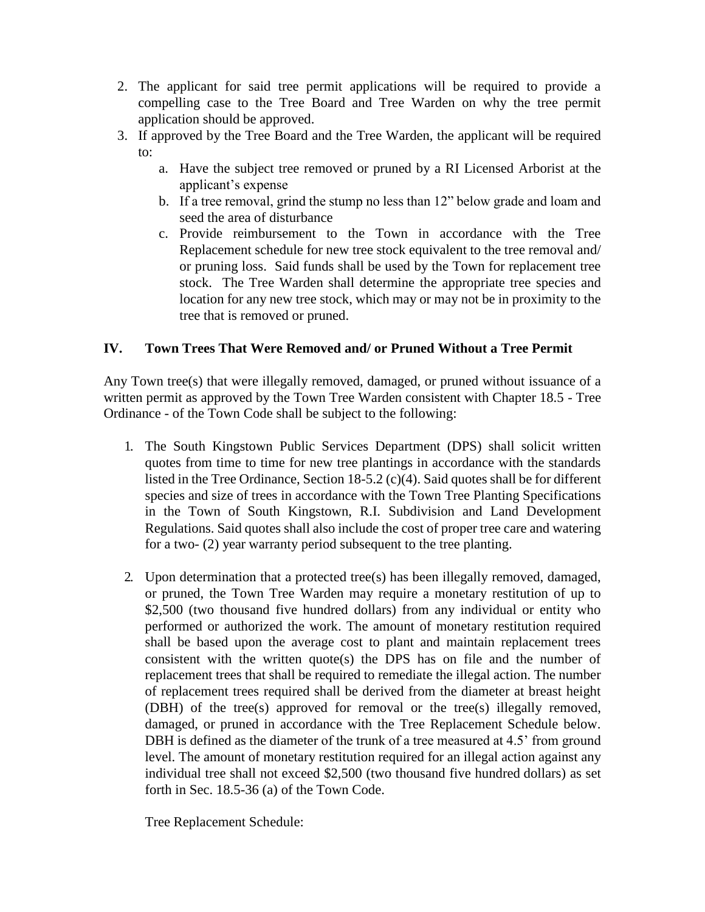2. The applicant for said tree permit applications will be required to provide a compelling case to the Tree Board and Tree Warden on why the tree permit application should be approved.
3. If approved by the Tree Board and the Tree Warden, the applicant will be required to:
   a. Have the subject tree removed or pruned by a RI Licensed Arborist at the applicant's expense
   b. If a tree removal, grind the stump no less than 12" below grade and loam and seed the area of disturbance
   c. Provide reimbursement to the Town in accordance with the Tree Replacement schedule for new tree stock equivalent to the tree removal and/ or pruning loss. Said funds shall be used by the Town for replacement tree stock. The Tree Warden shall determine the appropriate tree species and location for any new tree stock, which may or may not be in proximity to the tree that is removed or pruned.

## IV. Town Trees That Were Removed and/ or Pruned Without a Tree Permit

Any Town tree(s) that were illegally removed, damaged, or pruned without issuance of a written permit as approved by the Town Tree Warden consistent with Chapter 18.5 - Tree Ordinance - of the Town Code shall be subject to the following:

1. The South Kingstown Public Services Department (DPS) shall solicit written quotes from time to time for new tree plantings in accordance with the standards listed in the Tree Ordinance, Section 18-5.2 (c)(4). Said quotes shall be for different species and size of trees in accordance with the Town Tree Planting Specifications in the Town of South Kingstown, R.I. Subdivision and Land Development Regulations. Said quotes shall also include the cost of proper tree care and watering for a two- (2) year warranty period subsequent to the tree planting.

2. Upon determination that a protected tree(s) has been illegally removed, damaged, or pruned, the Town Tree Warden may require a monetary restitution of up to \$2,500 (two thousand five hundred dollars) from any individual or entity who performed or authorized the work. The amount of monetary restitution required shall be based upon the average cost to plant and maintain replacement trees consistent with the written quote(s) the DPS has on file and the number of replacement trees that shall be required to remediate the illegal action. The number of replacement trees required shall be derived from the diameter at breast height (DBH) of the tree(s) approved for removal or the tree(s) illegally removed, damaged, or pruned in accordance with the Tree Replacement Schedule below. DBH is defined as the diameter of the trunk of a tree measured at 4.5' from ground level. The amount of monetary restitution required for an illegal action against any individual tree shall not exceed \$2,500 (two thousand five hundred dollars) as set forth in Sec. 18.5-36 (a) of the Town Code.

   Tree Replacement Schedule: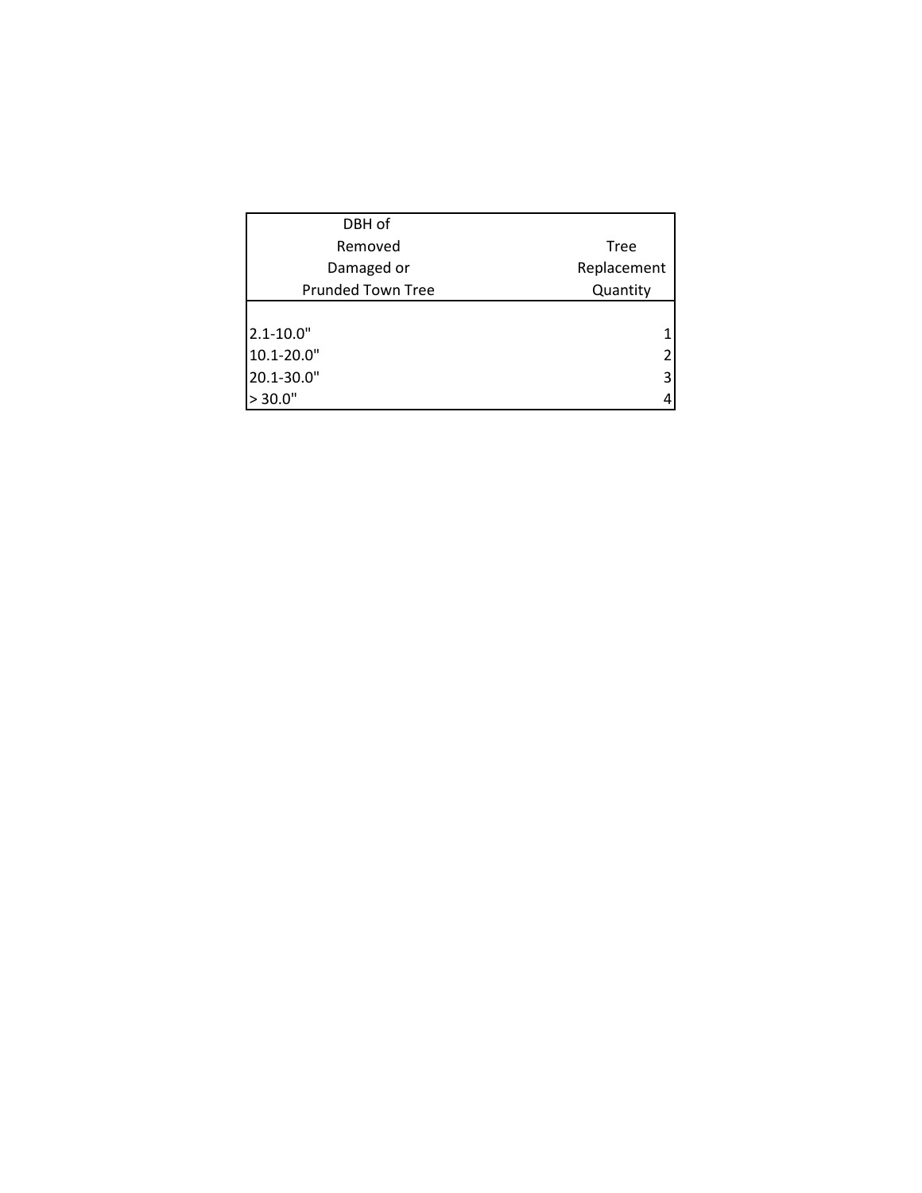| DBH of Removed Damaged or Prunded Town Tree | Tree Replacement Quantity |
|---|---|
| 2.1-10.0" | 1 |
| 10.1-20.0" | 2 |
| 20.1-30.0" | 3 |
| > 30.0" | 4 |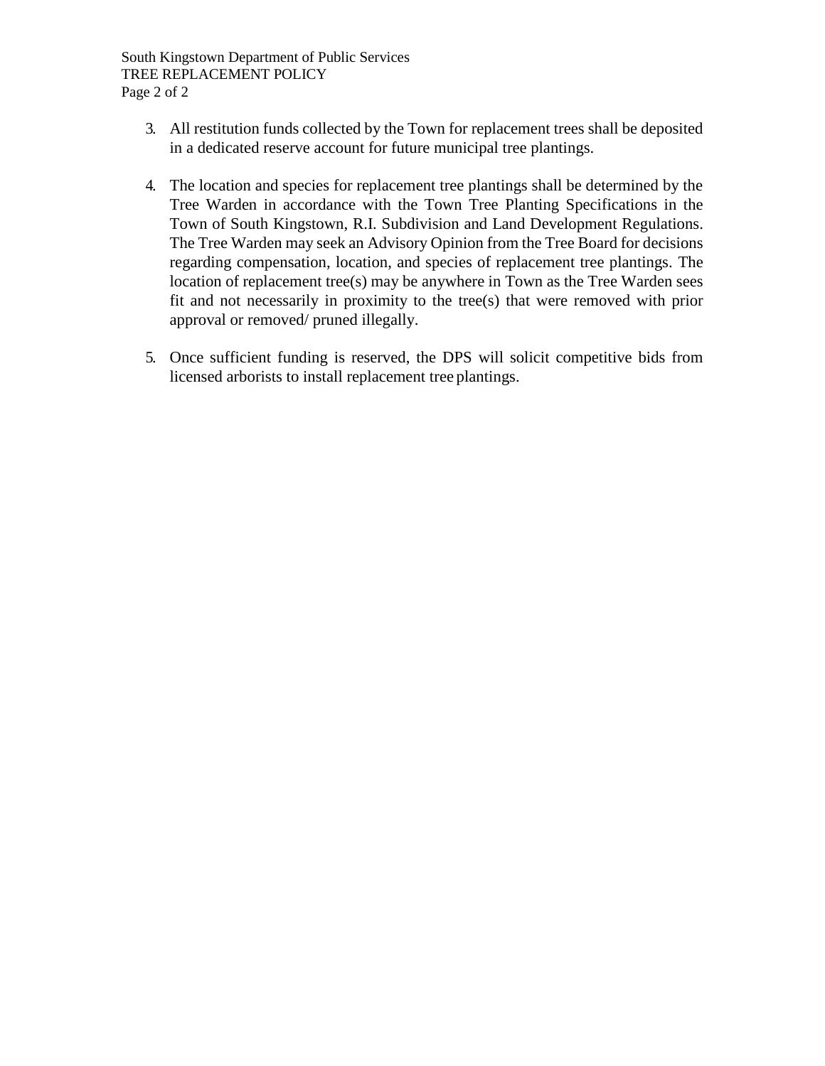3. All restitution funds collected by the Town for replacement trees shall be deposited in a dedicated reserve account for future municipal tree plantings.

4. The location and species for replacement tree plantings shall be determined by the Tree Warden in accordance with the Town Tree Planting Specifications in the Town of South Kingstown, R.I. Subdivision and Land Development Regulations. The Tree Warden may seek an Advisory Opinion from the Tree Board for decisions regarding compensation, location, and species of replacement tree plantings. The location of replacement tree(s) may be anywhere in Town as the Tree Warden sees fit and not necessarily in proximity to the tree(s) that were removed with prior approval or removed/ pruned illegally.

5. Once sufficient funding is reserved, the DPS will solicit competitive bids from licensed arborists to install replacement tree plantings.